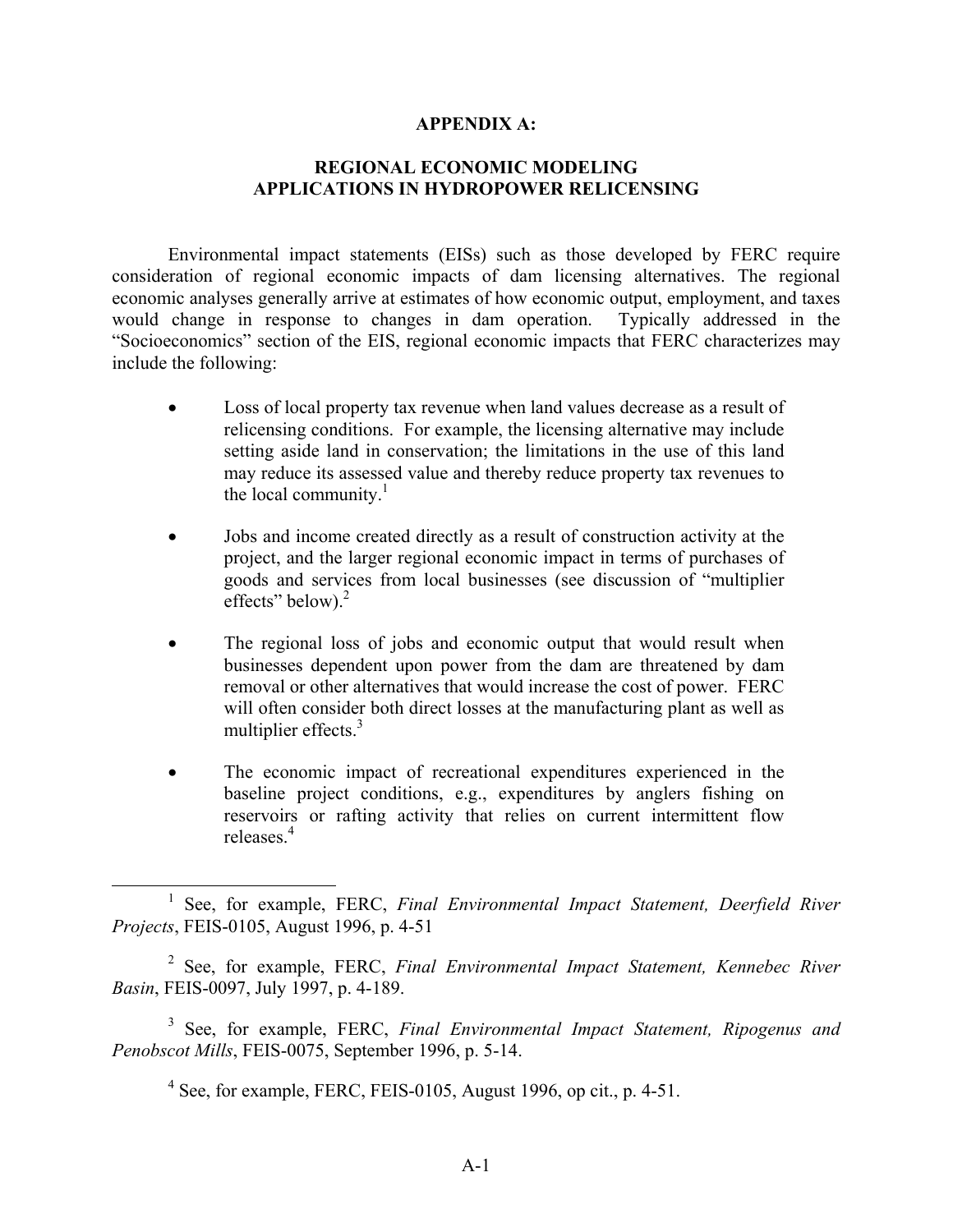# APPENDIX A:

## REGIONAL ECONOMIC MODELING APPLICATIONS IN HYDROPOWER RELICENSING

Environmental impact statements (EISs) such as those developed by FERC require consideration of regional economic impacts of dam licensing alternatives. The regional economic analyses generally arrive at estimates of how economic output, employment, and taxes would change in response to changes in dam operation. Typically addressed in the "Socioeconomics" section of the EIS, regional economic impacts that FERC characterizes may include the following:

- Loss of local property tax revenue when land values decrease as a result of relicensing conditions. For example, the licensing alternative may include setting aside land in conservation; the limitations in the use of this land may reduce its assessed value and thereby reduce property tax revenues to the local community.[1]

- Jobs and income created directly as a result of construction activity at the project, and the larger regional economic impact in terms of purchases of goods and services from local businesses (see discussion of "multiplier effects" below).[2]

- The regional loss of jobs and economic output that would result when businesses dependent upon power from the dam are threatened by dam removal or other alternatives that would increase the cost of power. FERC will often consider both direct losses at the manufacturing plant as well as multiplier effects.[3]

- The economic impact of recreational expenditures experienced in the baseline project conditions, e.g., expenditures by anglers fishing on reservoirs or rafting activity that relies on current intermittent flow releases.[4]

---

[1] See, for example, FERC, *Final Environmental Impact Statement, Deerfield River Projects*, FEIS-0105, August 1996, p. 4-51

[2] See, for example, FERC, *Final Environmental Impact Statement, Kennebec River Basin*, FEIS-0097, July 1997, p. 4-189.

[3] See, for example, FERC, *Final Environmental Impact Statement, Ripogenus and Penobscot Mills*, FEIS-0075, September 1996, p. 5-14.

[4] See, for example, FERC, FEIS-0105, August 1996, op cit., p. 4-51.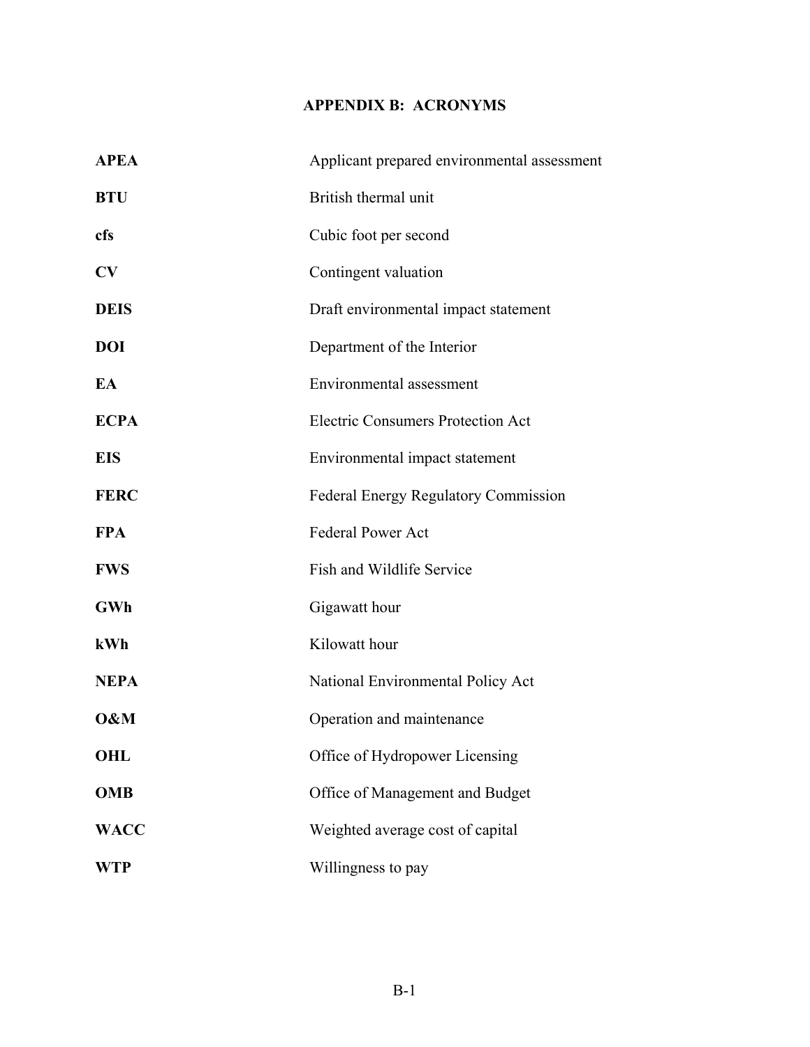## APPENDIX B: ACRONYMS

| | |
|---|---|
| **APEA** | Applicant prepared environmental assessment |
| **BTU** | British thermal unit |
| **cfs** | Cubic foot per second |
| **CV** | Contingent valuation |
| **DEIS** | Draft environmental impact statement |
| **DOI** | Department of the Interior |
| **EA** | Environmental assessment |
| **ECPA** | Electric Consumers Protection Act |
| **EIS** | Environmental impact statement |
| **FERC** | Federal Energy Regulatory Commission |
| **FPA** | Federal Power Act |
| **FWS** | Fish and Wildlife Service |
| **GWh** | Gigawatt hour |
| **kWh** | Kilowatt hour |
| **NEPA** | National Environmental Policy Act |
| **O&M** | Operation and maintenance |
| **OHL** | Office of Hydropower Licensing |
| **OMB** | Office of Management and Budget |
| **WACC** | Weighted average cost of capital |
| **WTP** | Willingness to pay |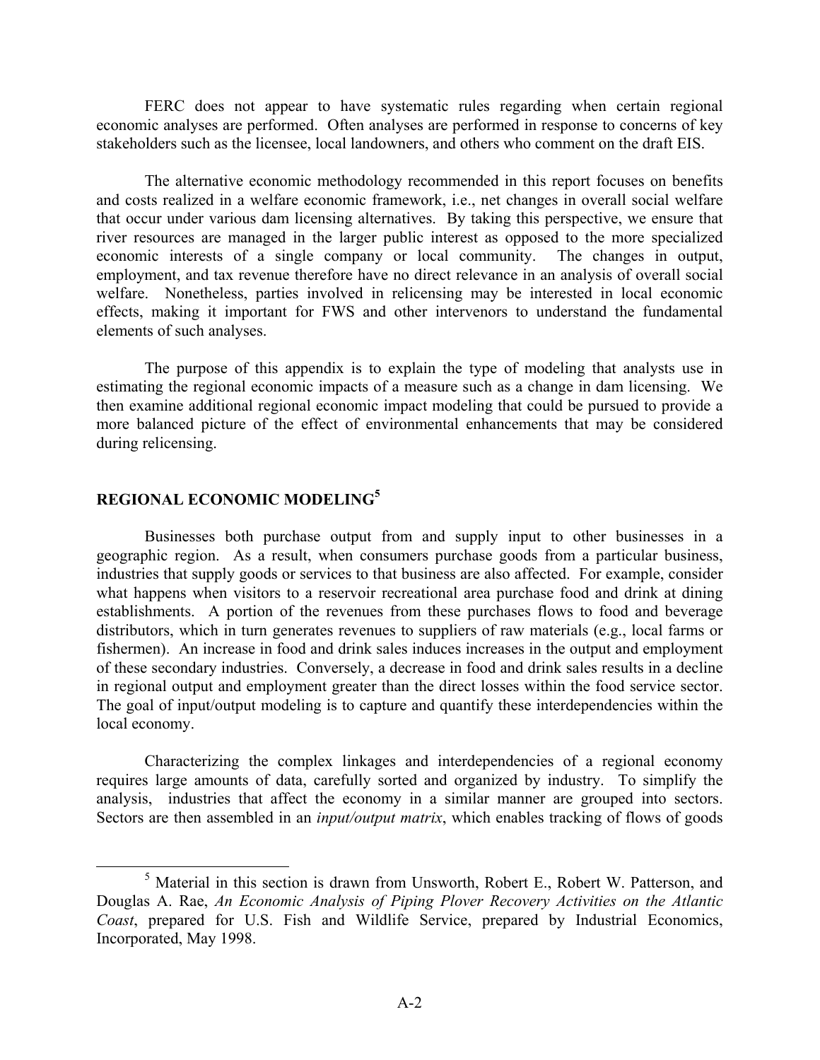FERC does not appear to have systematic rules regarding when certain regional economic analyses are performed. Often analyses are performed in response to concerns of key stakeholders such as the licensee, local landowners, and others who comment on the draft EIS.

The alternative economic methodology recommended in this report focuses on benefits and costs realized in a welfare economic framework, i.e., net changes in overall social welfare that occur under various dam licensing alternatives. By taking this perspective, we ensure that river resources are managed in the larger public interest as opposed to the more specialized economic interests of a single company or local community. The changes in output, employment, and tax revenue therefore have no direct relevance in an analysis of overall social welfare. Nonetheless, parties involved in relicensing may be interested in local economic effects, making it important for FWS and other intervenors to understand the fundamental elements of such analyses.

The purpose of this appendix is to explain the type of modeling that analysts use in estimating the regional economic impacts of a measure such as a change in dam licensing. We then examine additional regional economic impact modeling that could be pursued to provide a more balanced picture of the effect of environmental enhancements that may be considered during relicensing.

## REGIONAL ECONOMIC MODELING[5]

Businesses both purchase output from and supply input to other businesses in a geographic region. As a result, when consumers purchase goods from a particular business, industries that supply goods or services to that business are also affected. For example, consider what happens when visitors to a reservoir recreational area purchase food and drink at dining establishments. A portion of the revenues from these purchases flows to food and beverage distributors, which in turn generates revenues to suppliers of raw materials (e.g., local farms or fishermen). An increase in food and drink sales induces increases in the output and employment of these secondary industries. Conversely, a decrease in food and drink sales results in a decline in regional output and employment greater than the direct losses within the food service sector. The goal of input/output modeling is to capture and quantify these interdependencies within the local economy.

Characterizing the complex linkages and interdependencies of a regional economy requires large amounts of data, carefully sorted and organized by industry. To simplify the analysis, industries that affect the economy in a similar manner are grouped into sectors. Sectors are then assembled in an *input/output matrix*, which enables tracking of flows of goods

[5] Material in this section is drawn from Unsworth, Robert E., Robert W. Patterson, and Douglas A. Rae, *An Economic Analysis of Piping Plover Recovery Activities on the Atlantic Coast*, prepared for U.S. Fish and Wildlife Service, prepared by Industrial Economics, Incorporated, May 1998.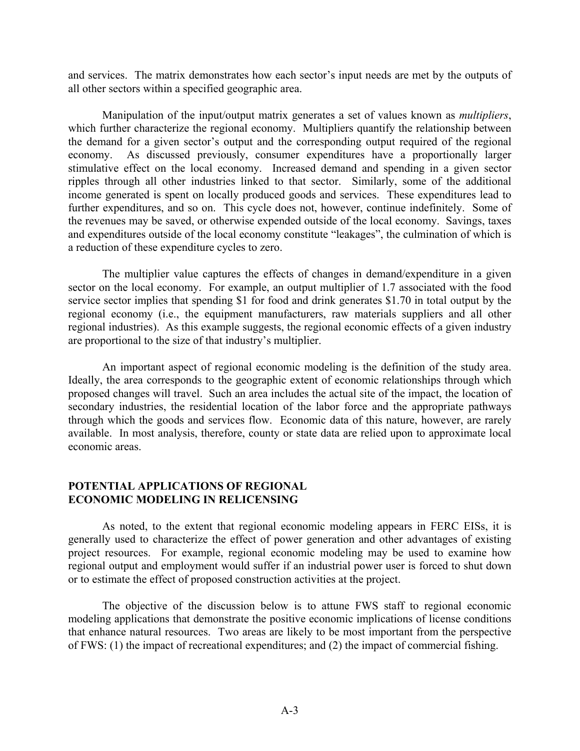and services. The matrix demonstrates how each sector's input needs are met by the outputs of all other sectors within a specified geographic area.

Manipulation of the input/output matrix generates a set of values known as *multipliers*, which further characterize the regional economy. Multipliers quantify the relationship between the demand for a given sector's output and the corresponding output required of the regional economy. As discussed previously, consumer expenditures have a proportionally larger stimulative effect on the local economy. Increased demand and spending in a given sector ripples through all other industries linked to that sector. Similarly, some of the additional income generated is spent on locally produced goods and services. These expenditures lead to further expenditures, and so on. This cycle does not, however, continue indefinitely. Some of the revenues may be saved, or otherwise expended outside of the local economy. Savings, taxes and expenditures outside of the local economy constitute "leakages", the culmination of which is a reduction of these expenditure cycles to zero.

The multiplier value captures the effects of changes in demand/expenditure in a given sector on the local economy. For example, an output multiplier of 1.7 associated with the food service sector implies that spending $1 for food and drink generates $1.70 in total output by the regional economy (i.e., the equipment manufacturers, raw materials suppliers and all other regional industries). As this example suggests, the regional economic effects of a given industry are proportional to the size of that industry's multiplier.

An important aspect of regional economic modeling is the definition of the study area. Ideally, the area corresponds to the geographic extent of economic relationships through which proposed changes will travel. Such an area includes the actual site of the impact, the location of secondary industries, the residential location of the labor force and the appropriate pathways through which the goods and services flow. Economic data of this nature, however, are rarely available. In most analysis, therefore, county or state data are relied upon to approximate local economic areas.

## POTENTIAL APPLICATIONS OF REGIONAL ECONOMIC MODELING IN RELICENSING

As noted, to the extent that regional economic modeling appears in FERC EISs, it is generally used to characterize the effect of power generation and other advantages of existing project resources. For example, regional economic modeling may be used to examine how regional output and employment would suffer if an industrial power user is forced to shut down or to estimate the effect of proposed construction activities at the project.

The objective of the discussion below is to attune FWS staff to regional economic modeling applications that demonstrate the positive economic implications of license conditions that enhance natural resources. Two areas are likely to be most important from the perspective of FWS: (1) the impact of recreational expenditures; and (2) the impact of commercial fishing.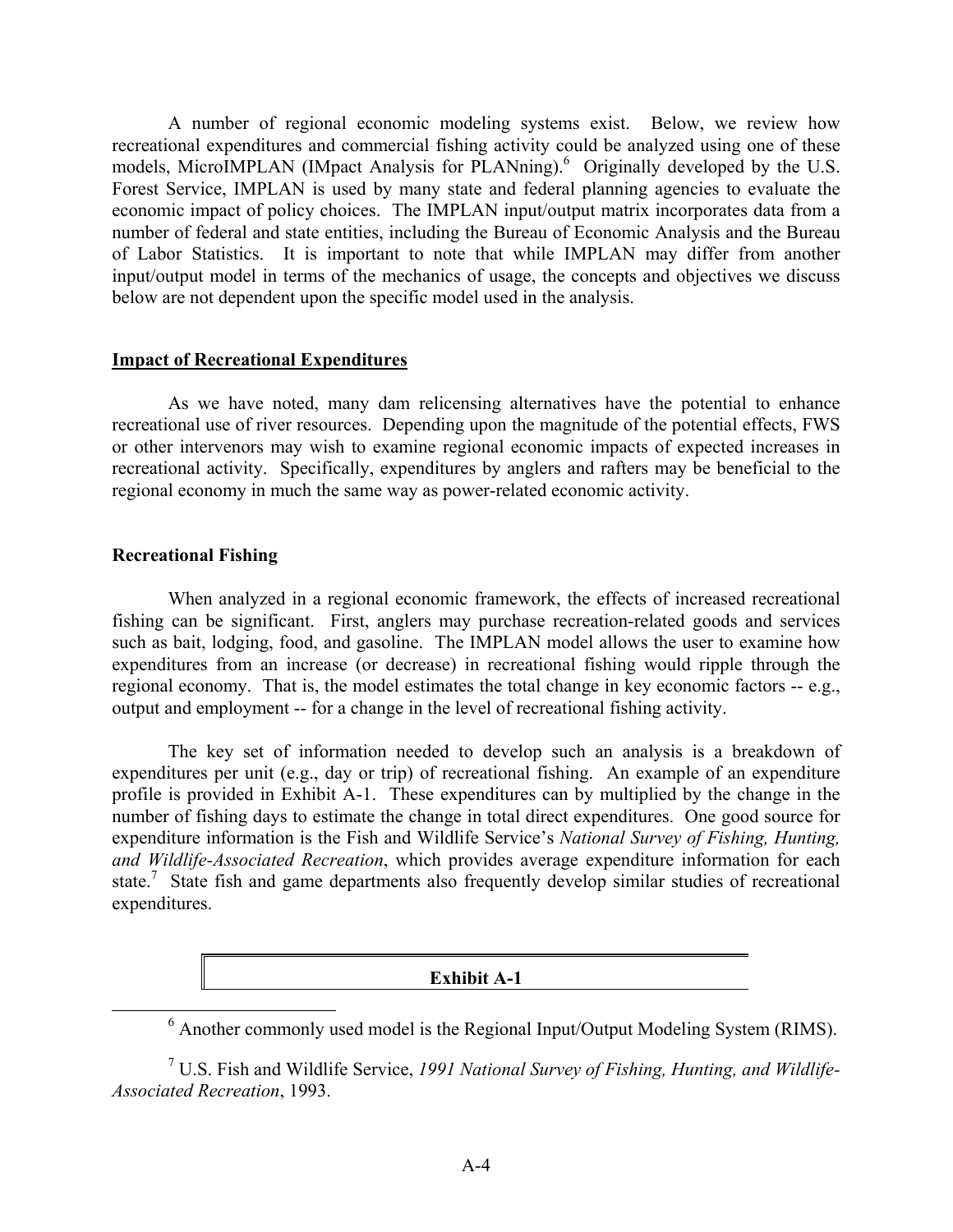A number of regional economic modeling systems exist. Below, we review how recreational expenditures and commercial fishing activity could be analyzed using one of these models, MicroIMPLAN (IMpact Analysis for PLANning).[6] Originally developed by the U.S. Forest Service, IMPLAN is used by many state and federal planning agencies to evaluate the economic impact of policy choices. The IMPLAN input/output matrix incorporates data from a number of federal and state entities, including the Bureau of Economic Analysis and the Bureau of Labor Statistics. It is important to note that while IMPLAN may differ from another input/output model in terms of the mechanics of usage, the concepts and objectives we discuss below are not dependent upon the specific model used in the analysis.

## Impact of Recreational Expenditures

As we have noted, many dam relicensing alternatives have the potential to enhance recreational use of river resources. Depending upon the magnitude of the potential effects, FWS or other intervenors may wish to examine regional economic impacts of expected increases in recreational activity. Specifically, expenditures by anglers and rafters may be beneficial to the regional economy in much the same way as power-related economic activity.

### Recreational Fishing

When analyzed in a regional economic framework, the effects of increased recreational fishing can be significant. First, anglers may purchase recreation-related goods and services such as bait, lodging, food, and gasoline. The IMPLAN model allows the user to examine how expenditures from an increase (or decrease) in recreational fishing would ripple through the regional economy. That is, the model estimates the total change in key economic factors -- e.g., output and employment -- for a change in the level of recreational fishing activity.

The key set of information needed to develop such an analysis is a breakdown of expenditures per unit (e.g., day or trip) of recreational fishing. An example of an expenditure profile is provided in Exhibit A-1. These expenditures can by multiplied by the change in the number of fishing days to estimate the change in total direct expenditures. One good source for expenditure information is the Fish and Wildlife Service's *National Survey of Fishing, Hunting, and Wildlife-Associated Recreation*, which provides average expenditure information for each state.[7] State fish and game departments also frequently develop similar studies of recreational expenditures.

**Exhibit A-1**

---

[6] Another commonly used model is the Regional Input/Output Modeling System (RIMS).

[7] U.S. Fish and Wildlife Service, *1991 National Survey of Fishing, Hunting, and Wildlife-Associated Recreation*, 1993.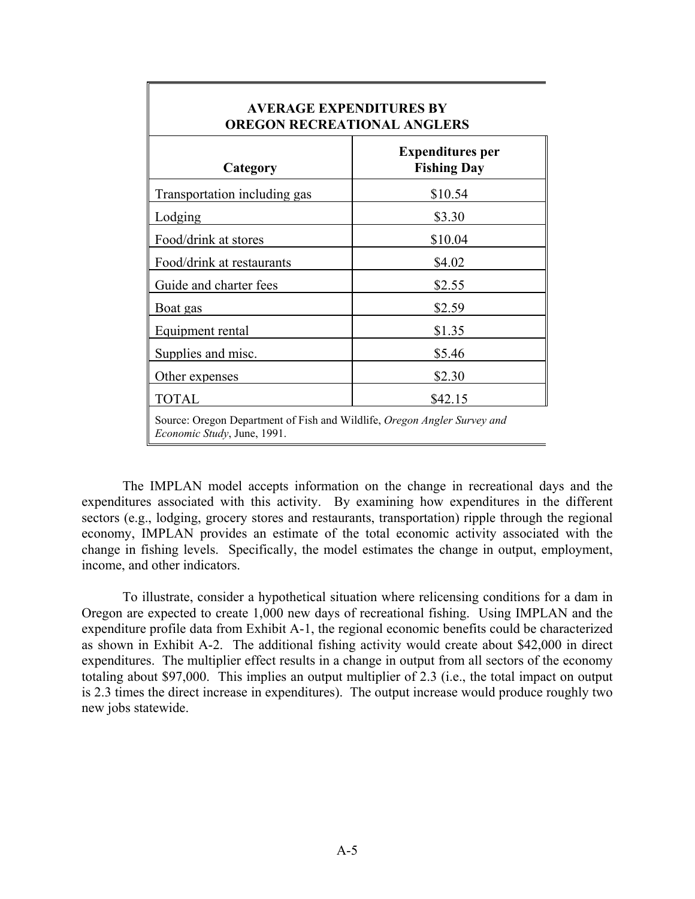| AVERAGE EXPENDITURES BY OREGON RECREATIONAL ANGLERS | |
|---|---|
| **Category** | **Expenditures per Fishing Day** |
| Transportation including gas | $10.54 |
| Lodging | $3.30 |
| Food/drink at stores | $10.04 |
| Food/drink at restaurants | $4.02 |
| Guide and charter fees | $2.55 |
| Boat gas | $2.59 |
| Equipment rental | $1.35 |
| Supplies and misc. | $5.46 |
| Other expenses | $2.30 |
| TOTAL | $42.15 |

Source: Oregon Department of Fish and Wildlife, *Oregon Angler Survey and Economic Study*, June, 1991.

The IMPLAN model accepts information on the change in recreational days and the expenditures associated with this activity. By examining how expenditures in the different sectors (e.g., lodging, grocery stores and restaurants, transportation) ripple through the regional economy, IMPLAN provides an estimate of the total economic activity associated with the change in fishing levels. Specifically, the model estimates the change in output, employment, income, and other indicators.

To illustrate, consider a hypothetical situation where relicensing conditions for a dam in Oregon are expected to create 1,000 new days of recreational fishing. Using IMPLAN and the expenditure profile data from Exhibit A-1, the regional economic benefits could be characterized as shown in Exhibit A-2. The additional fishing activity would create about $42,000 in direct expenditures. The multiplier effect results in a change in output from all sectors of the economy totaling about $97,000. This implies an output multiplier of 2.3 (i.e., the total impact on output is 2.3 times the direct increase in expenditures). The output increase would produce roughly two new jobs statewide.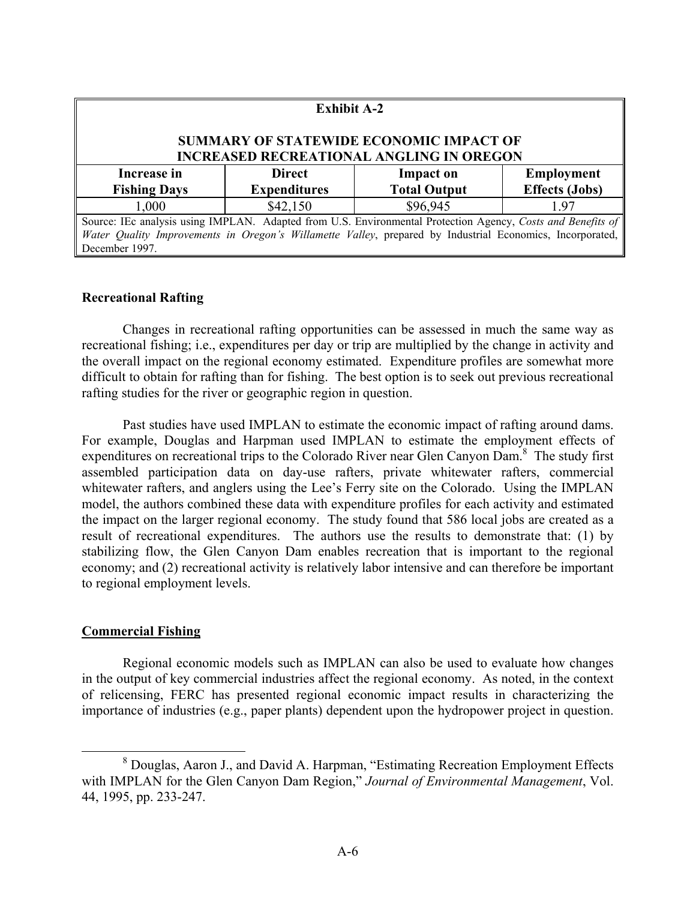| Exhibit A-2<br><br>SUMMARY OF STATEWIDE ECONOMIC IMPACT OF INCREASED RECREATIONAL ANGLING IN OREGON | | | |
|---|---|---|---|
| **Increase in Fishing Days** | **Direct Expenditures** | **Impact on Total Output** | **Employment Effects (Jobs)** |
| 1,000 | $42,150 | $96,945 | 1.97 |
| Source: IEc analysis using IMPLAN. Adapted from U.S. Environmental Protection Agency, *Costs and Benefits of Water Quality Improvements in Oregon's Willamette Valley*, prepared by Industrial Economics, Incorporated, December 1997. | | | |

**Recreational Rafting**

Changes in recreational rafting opportunities can be assessed in much the same way as recreational fishing; i.e., expenditures per day or trip are multiplied by the change in activity and the overall impact on the regional economy estimated. Expenditure profiles are somewhat more difficult to obtain for rafting than for fishing. The best option is to seek out previous recreational rafting studies for the river or geographic region in question.

Past studies have used IMPLAN to estimate the economic impact of rafting around dams. For example, Douglas and Harpman used IMPLAN to estimate the employment effects of expenditures on recreational trips to the Colorado River near Glen Canyon Dam.[8] The study first assembled participation data on day-use rafters, private whitewater rafters, commercial whitewater rafters, and anglers using the Lee's Ferry site on the Colorado. Using the IMPLAN model, the authors combined these data with expenditure profiles for each activity and estimated the impact on the larger regional economy. The study found that 586 local jobs are created as a result of recreational expenditures. The authors use the results to demonstrate that: (1) by stabilizing flow, the Glen Canyon Dam enables recreation that is important to the regional economy; and (2) recreational activity is relatively labor intensive and can therefore be important to regional employment levels.

**Commercial Fishing**

Regional economic models such as IMPLAN can also be used to evaluate how changes in the output of key commercial industries affect the regional economy. As noted, in the context of relicensing, FERC has presented regional economic impact results in characterizing the importance of industries (e.g., paper plants) dependent upon the hydropower project in question.

[8] Douglas, Aaron J., and David A. Harpman, "Estimating Recreation Employment Effects with IMPLAN for the Glen Canyon Dam Region," *Journal of Environmental Management*, Vol. 44, 1995, pp. 233-247.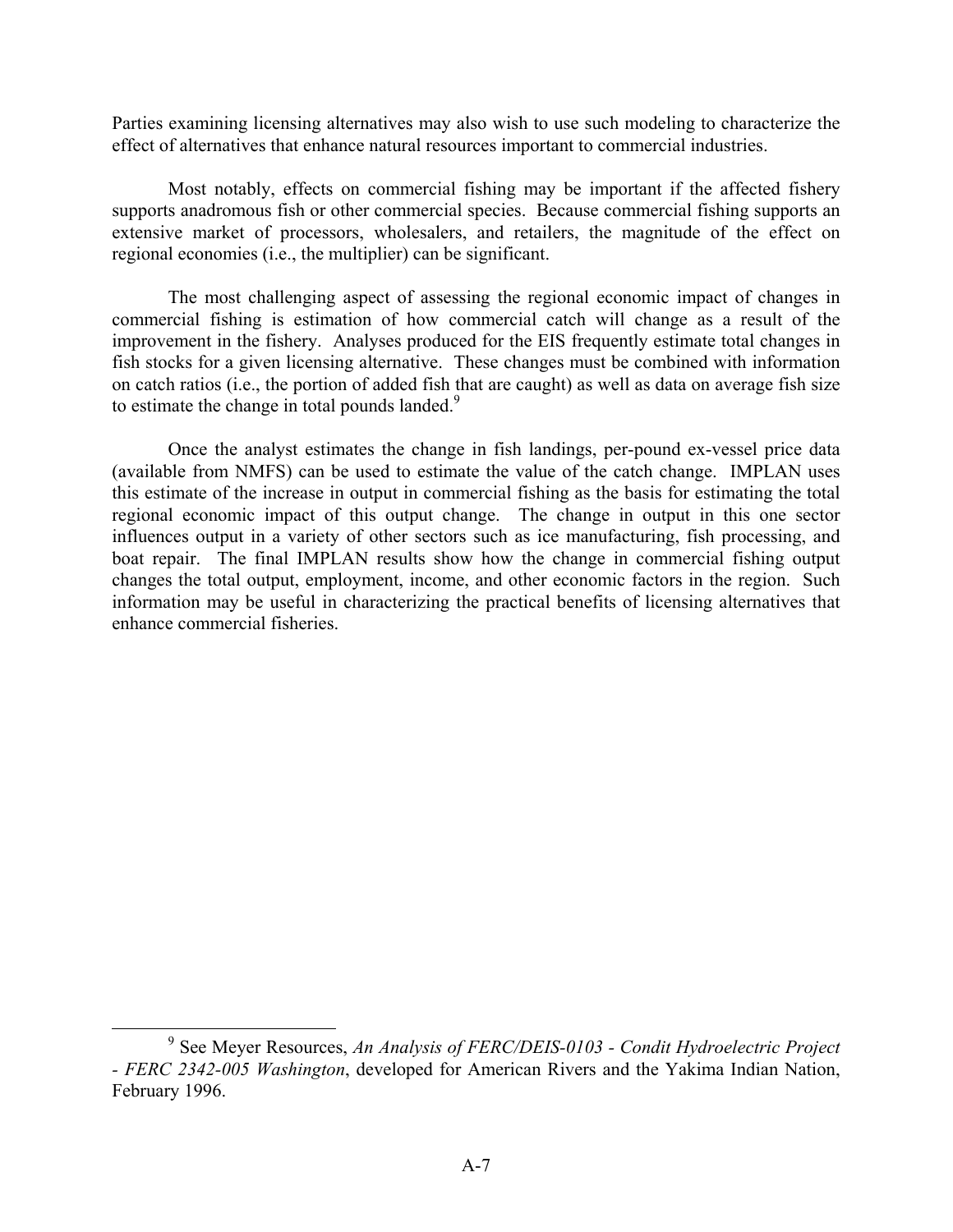Parties examining licensing alternatives may also wish to use such modeling to characterize the effect of alternatives that enhance natural resources important to commercial industries.

Most notably, effects on commercial fishing may be important if the affected fishery supports anadromous fish or other commercial species. Because commercial fishing supports an extensive market of processors, wholesalers, and retailers, the magnitude of the effect on regional economies (i.e., the multiplier) can be significant.

The most challenging aspect of assessing the regional economic impact of changes in commercial fishing is estimation of how commercial catch will change as a result of the improvement in the fishery. Analyses produced for the EIS frequently estimate total changes in fish stocks for a given licensing alternative. These changes must be combined with information on catch ratios (i.e., the portion of added fish that are caught) as well as data on average fish size to estimate the change in total pounds landed.[9]

Once the analyst estimates the change in fish landings, per-pound ex-vessel price data (available from NMFS) can be used to estimate the value of the catch change. IMPLAN uses this estimate of the increase in output in commercial fishing as the basis for estimating the total regional economic impact of this output change. The change in output in this one sector influences output in a variety of other sectors such as ice manufacturing, fish processing, and boat repair. The final IMPLAN results show how the change in commercial fishing output changes the total output, employment, income, and other economic factors in the region. Such information may be useful in characterizing the practical benefits of licensing alternatives that enhance commercial fisheries.

---

[9] See Meyer Resources, *An Analysis of FERC/DEIS-0103 - Condit Hydroelectric Project - FERC 2342-005 Washington*, developed for American Rivers and the Yakima Indian Nation, February 1996.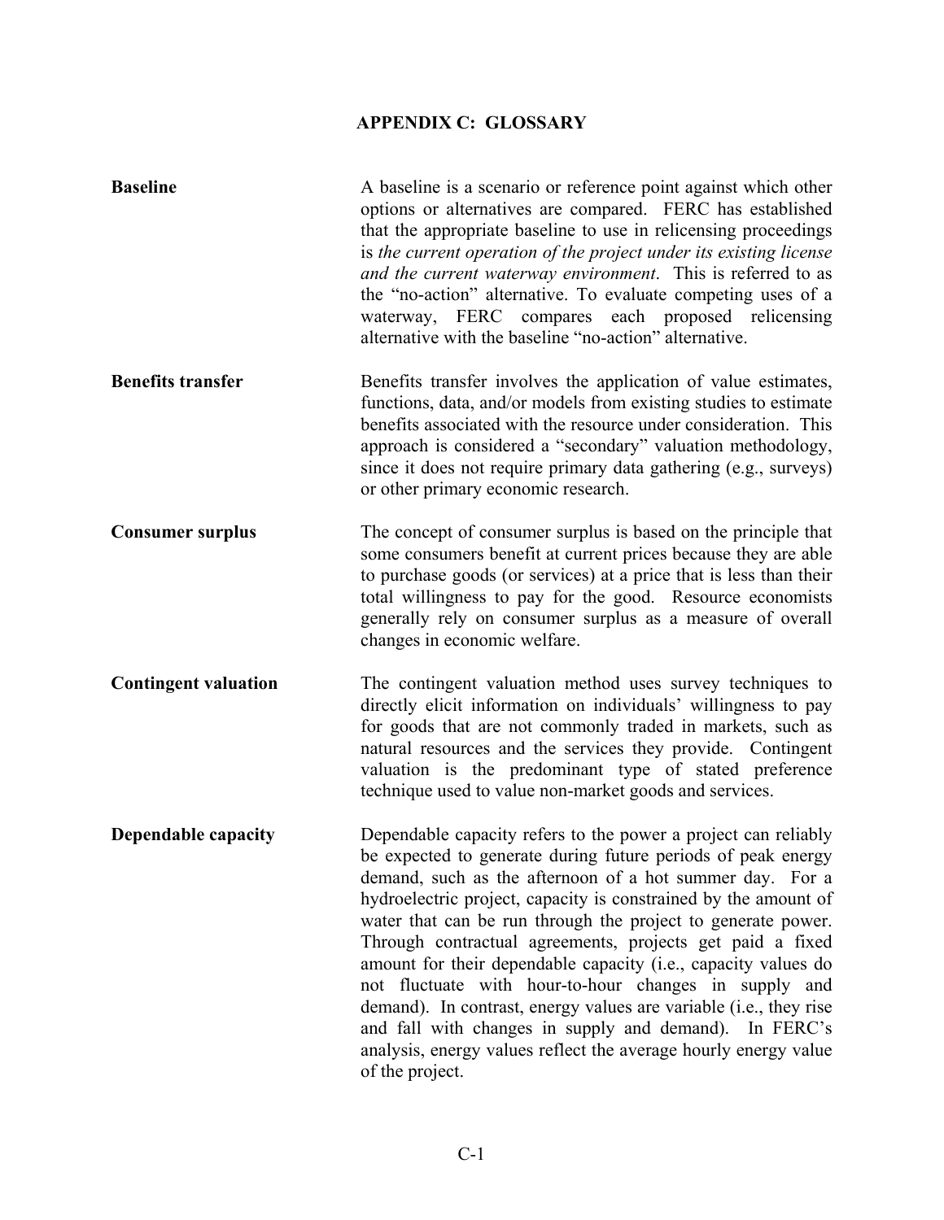# APPENDIX C: GLOSSARY

**Baseline**

A baseline is a scenario or reference point against which other options or alternatives are compared. FERC has established that the appropriate baseline to use in relicensing proceedings is *the current operation of the project under its existing license and the current waterway environment*. This is referred to as the "no-action" alternative. To evaluate competing uses of a waterway, FERC compares each proposed relicensing alternative with the baseline "no-action" alternative.

**Benefits transfer**

Benefits transfer involves the application of value estimates, functions, data, and/or models from existing studies to estimate benefits associated with the resource under consideration. This approach is considered a "secondary" valuation methodology, since it does not require primary data gathering (e.g., surveys) or other primary economic research.

**Consumer surplus**

The concept of consumer surplus is based on the principle that some consumers benefit at current prices because they are able to purchase goods (or services) at a price that is less than their total willingness to pay for the good. Resource economists generally rely on consumer surplus as a measure of overall changes in economic welfare.

**Contingent valuation**

The contingent valuation method uses survey techniques to directly elicit information on individuals' willingness to pay for goods that are not commonly traded in markets, such as natural resources and the services they provide. Contingent valuation is the predominant type of stated preference technique used to value non-market goods and services.

**Dependable capacity**

Dependable capacity refers to the power a project can reliably be expected to generate during future periods of peak energy demand, such as the afternoon of a hot summer day. For a hydroelectric project, capacity is constrained by the amount of water that can be run through the project to generate power. Through contractual agreements, projects get paid a fixed amount for their dependable capacity (i.e., capacity values do not fluctuate with hour-to-hour changes in supply and demand). In contrast, energy values are variable (i.e., they rise and fall with changes in supply and demand). In FERC's analysis, energy values reflect the average hourly energy value of the project.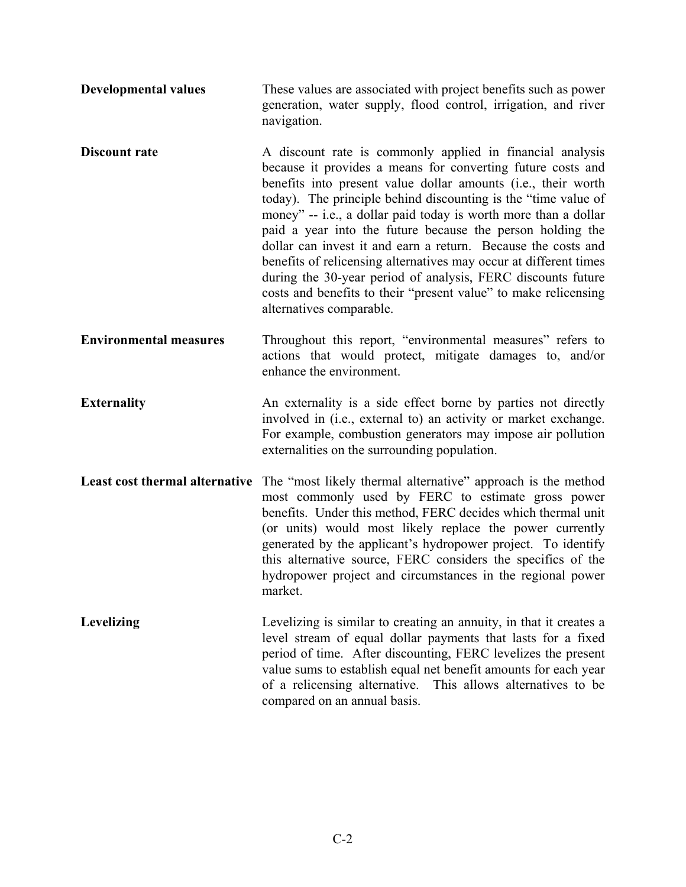**Developmental values**

These values are associated with project benefits such as power generation, water supply, flood control, irrigation, and river navigation.

**Discount rate**

A discount rate is commonly applied in financial analysis because it provides a means for converting future costs and benefits into present value dollar amounts (i.e., their worth today). The principle behind discounting is the "time value of money" -- i.e., a dollar paid today is worth more than a dollar paid a year into the future because the person holding the dollar can invest it and earn a return. Because the costs and benefits of relicensing alternatives may occur at different times during the 30-year period of analysis, FERC discounts future costs and benefits to their "present value" to make relicensing alternatives comparable.

**Environmental measures**

Throughout this report, "environmental measures" refers to actions that would protect, mitigate damages to, and/or enhance the environment.

**Externality**

An externality is a side effect borne by parties not directly involved in (i.e., external to) an activity or market exchange. For example, combustion generators may impose air pollution externalities on the surrounding population.

**Least cost thermal alternative**

The "most likely thermal alternative" approach is the method most commonly used by FERC to estimate gross power benefits. Under this method, FERC decides which thermal unit (or units) would most likely replace the power currently generated by the applicant's hydropower project. To identify this alternative source, FERC considers the specifics of the hydropower project and circumstances in the regional power market.

**Levelizing**

Levelizing is similar to creating an annuity, in that it creates a level stream of equal dollar payments that lasts for a fixed period of time. After discounting, FERC levelizes the present value sums to establish equal net benefit amounts for each year of a relicensing alternative. This allows alternatives to be compared on an annual basis.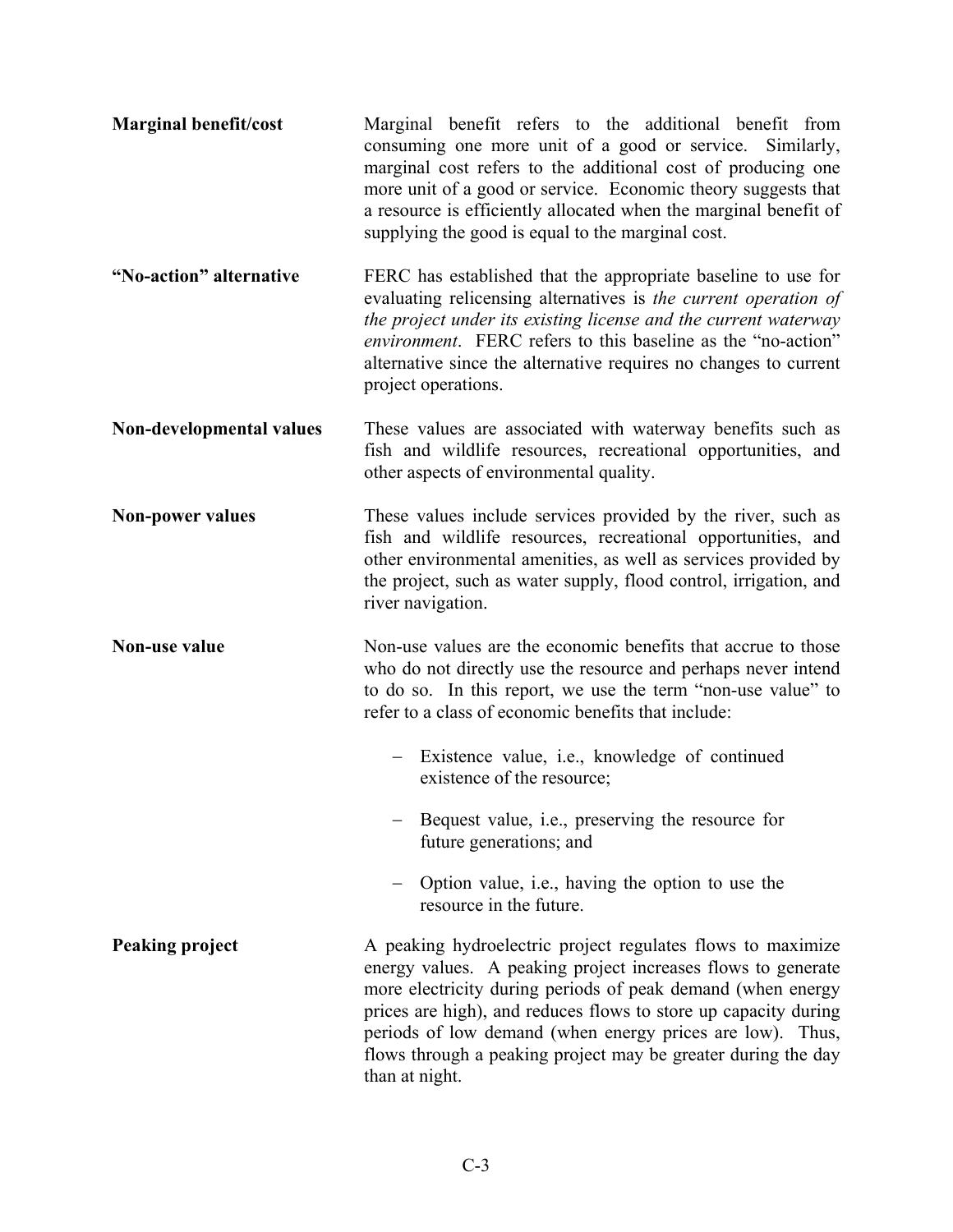**Marginal benefit/cost**

Marginal benefit refers to the additional benefit from consuming one more unit of a good or service. Similarly, marginal cost refers to the additional cost of producing one more unit of a good or service. Economic theory suggests that a resource is efficiently allocated when the marginal benefit of supplying the good is equal to the marginal cost.

**"No-action" alternative**

FERC has established that the appropriate baseline to use for evaluating relicensing alternatives is *the current operation of the project under its existing license and the current waterway environment*. FERC refers to this baseline as the "no-action" alternative since the alternative requires no changes to current project operations.

**Non-developmental values**

These values are associated with waterway benefits such as fish and wildlife resources, recreational opportunities, and other aspects of environmental quality.

**Non-power values**

These values include services provided by the river, such as fish and wildlife resources, recreational opportunities, and other environmental amenities, as well as services provided by the project, such as water supply, flood control, irrigation, and river navigation.

**Non-use value**

Non-use values are the economic benefits that accrue to those who do not directly use the resource and perhaps never intend to do so. In this report, we use the term "non-use value" to refer to a class of economic benefits that include:

- Existence value, i.e., knowledge of continued existence of the resource;
- Bequest value, i.e., preserving the resource for future generations; and
- Option value, i.e., having the option to use the resource in the future.

**Peaking project**

A peaking hydroelectric project regulates flows to maximize energy values. A peaking project increases flows to generate more electricity during periods of peak demand (when energy prices are high), and reduces flows to store up capacity during periods of low demand (when energy prices are low). Thus, flows through a peaking project may be greater during the day than at night.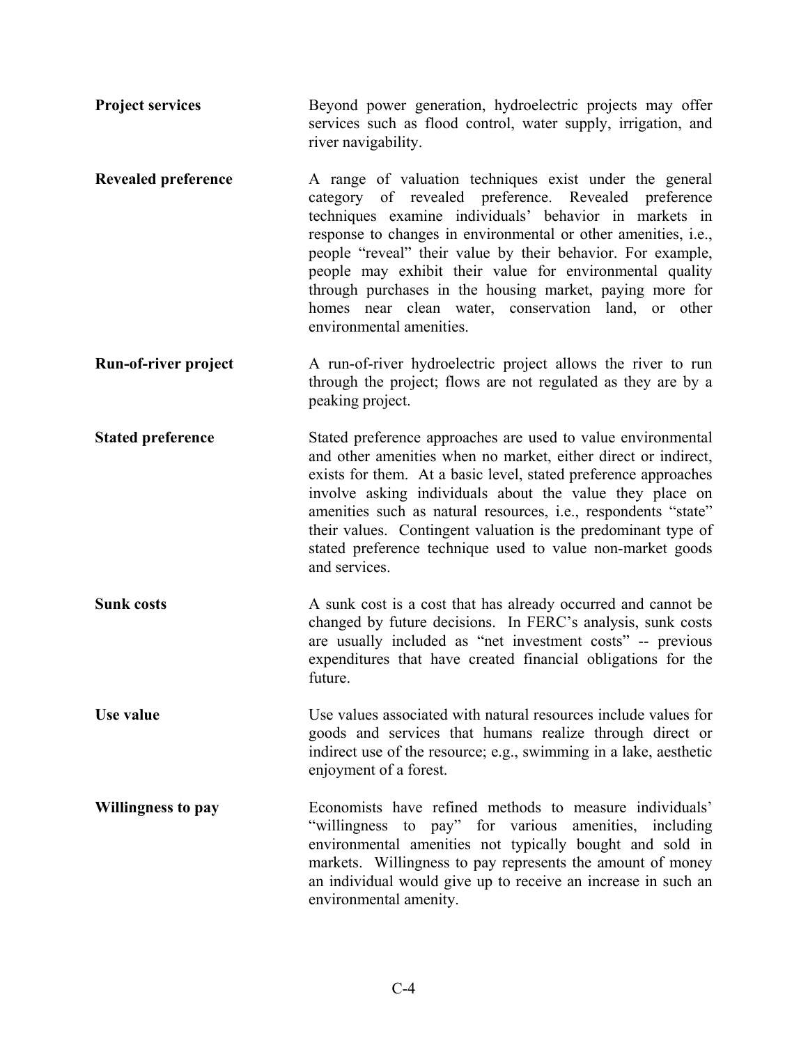**Project services**

Beyond power generation, hydroelectric projects may offer services such as flood control, water supply, irrigation, and river navigability.

**Revealed preference**

A range of valuation techniques exist under the general category of revealed preference. Revealed preference techniques examine individuals' behavior in markets in response to changes in environmental or other amenities, i.e., people "reveal" their value by their behavior. For example, people may exhibit their value for environmental quality through purchases in the housing market, paying more for homes near clean water, conservation land, or other environmental amenities.

**Run-of-river project**

A run-of-river hydroelectric project allows the river to run through the project; flows are not regulated as they are by a peaking project.

**Stated preference**

Stated preference approaches are used to value environmental and other amenities when no market, either direct or indirect, exists for them. At a basic level, stated preference approaches involve asking individuals about the value they place on amenities such as natural resources, i.e., respondents "state" their values. Contingent valuation is the predominant type of stated preference technique used to value non-market goods and services.

**Sunk costs**

A sunk cost is a cost that has already occurred and cannot be changed by future decisions. In FERC's analysis, sunk costs are usually included as "net investment costs" -- previous expenditures that have created financial obligations for the future.

**Use value**

Use values associated with natural resources include values for goods and services that humans realize through direct or indirect use of the resource; e.g., swimming in a lake, aesthetic enjoyment of a forest.

**Willingness to pay**

Economists have refined methods to measure individuals' "willingness to pay" for various amenities, including environmental amenities not typically bought and sold in markets. Willingness to pay represents the amount of money an individual would give up to receive an increase in such an environmental amenity.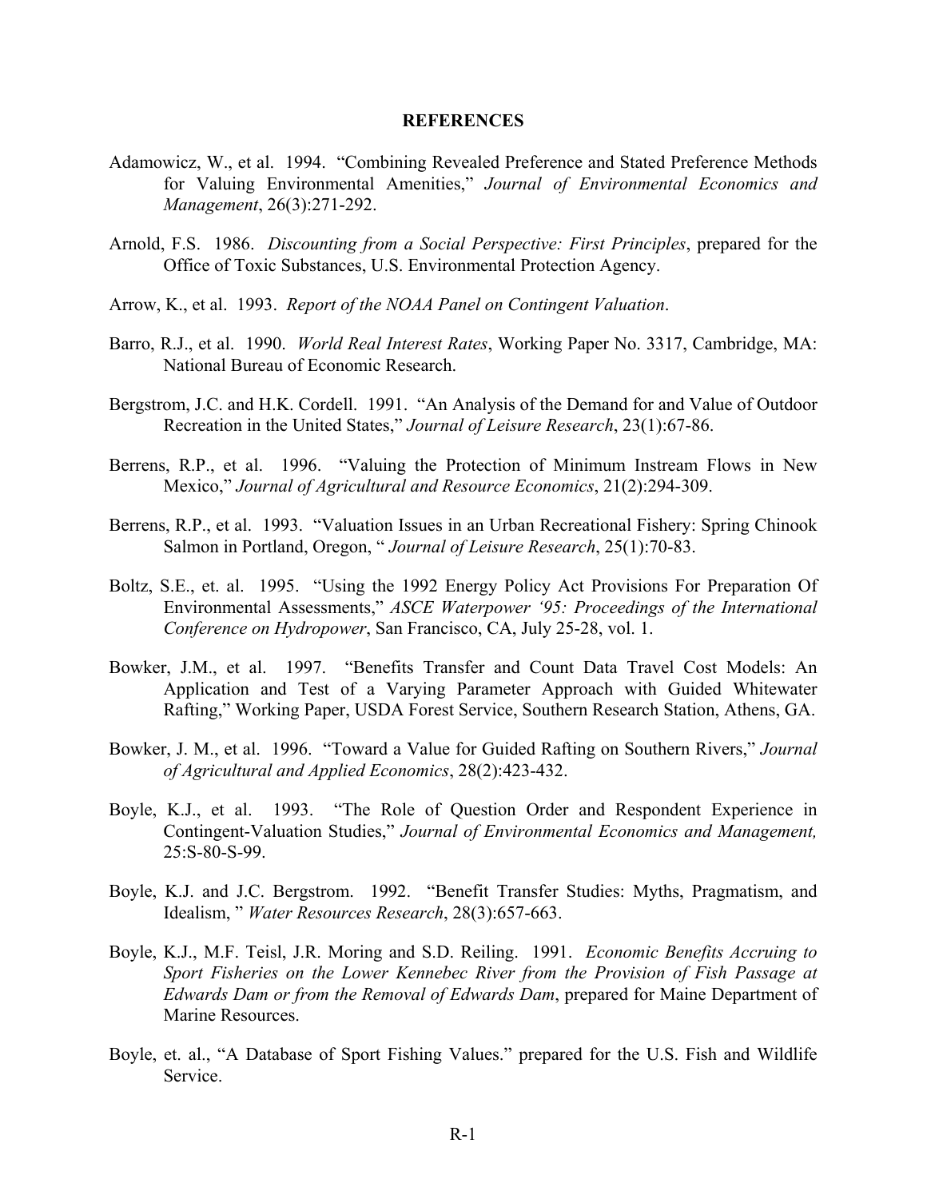# REFERENCES

Adamowicz, W., et al. 1994. "Combining Revealed Preference and Stated Preference Methods for Valuing Environmental Amenities," *Journal of Environmental Economics and Management*, 26(3):271-292.

Arnold, F.S. 1986. *Discounting from a Social Perspective: First Principles*, prepared for the Office of Toxic Substances, U.S. Environmental Protection Agency.

Arrow, K., et al. 1993. *Report of the NOAA Panel on Contingent Valuation*.

Barro, R.J., et al. 1990. *World Real Interest Rates*, Working Paper No. 3317, Cambridge, MA: National Bureau of Economic Research.

Bergstrom, J.C. and H.K. Cordell. 1991. "An Analysis of the Demand for and Value of Outdoor Recreation in the United States," *Journal of Leisure Research*, 23(1):67-86.

Berrens, R.P., et al. 1996. "Valuing the Protection of Minimum Instream Flows in New Mexico," *Journal of Agricultural and Resource Economics*, 21(2):294-309.

Berrens, R.P., et al. 1993. "Valuation Issues in an Urban Recreational Fishery: Spring Chinook Salmon in Portland, Oregon, " *Journal of Leisure Research*, 25(1):70-83.

Boltz, S.E., et. al. 1995. "Using the 1992 Energy Policy Act Provisions For Preparation Of Environmental Assessments," *ASCE Waterpower '95: Proceedings of the International Conference on Hydropower*, San Francisco, CA, July 25-28, vol. 1.

Bowker, J.M., et al. 1997. "Benefits Transfer and Count Data Travel Cost Models: An Application and Test of a Varying Parameter Approach with Guided Whitewater Rafting," Working Paper, USDA Forest Service, Southern Research Station, Athens, GA.

Bowker, J. M., et al. 1996. "Toward a Value for Guided Rafting on Southern Rivers," *Journal of Agricultural and Applied Economics*, 28(2):423-432.

Boyle, K.J., et al. 1993. "The Role of Question Order and Respondent Experience in Contingent-Valuation Studies," *Journal of Environmental Economics and Management,* 25:S-80-S-99.

Boyle, K.J. and J.C. Bergstrom. 1992. "Benefit Transfer Studies: Myths, Pragmatism, and Idealism, " *Water Resources Research*, 28(3):657-663.

Boyle, K.J., M.F. Teisl, J.R. Moring and S.D. Reiling. 1991. *Economic Benefits Accruing to Sport Fisheries on the Lower Kennebec River from the Provision of Fish Passage at Edwards Dam or from the Removal of Edwards Dam*, prepared for Maine Department of Marine Resources.

Boyle, et. al., "A Database of Sport Fishing Values." prepared for the U.S. Fish and Wildlife Service.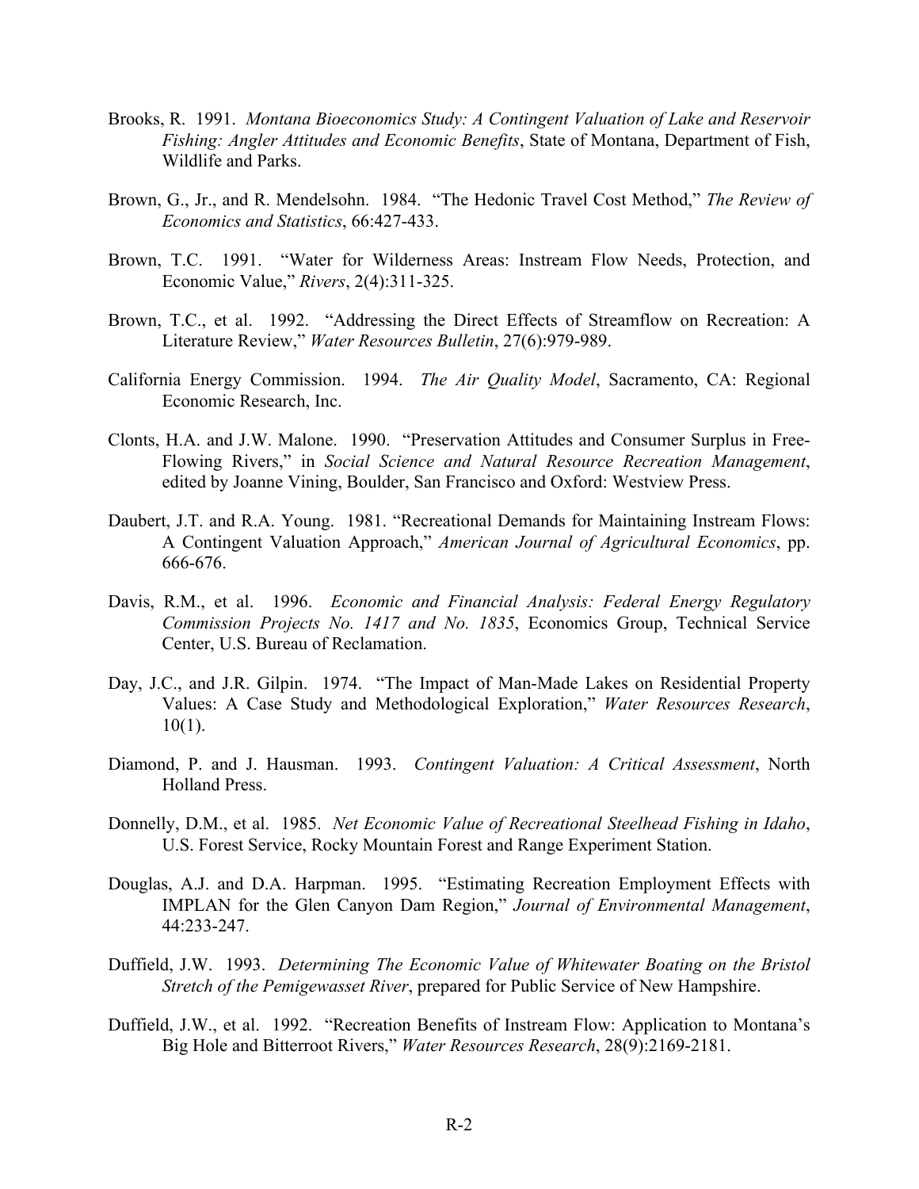Brooks, R. 1991. *Montana Bioeconomics Study: A Contingent Valuation of Lake and Reservoir Fishing: Angler Attitudes and Economic Benefits*, State of Montana, Department of Fish, Wildlife and Parks.

Brown, G., Jr., and R. Mendelsohn. 1984. "The Hedonic Travel Cost Method," *The Review of Economics and Statistics*, 66:427-433.

Brown, T.C. 1991. "Water for Wilderness Areas: Instream Flow Needs, Protection, and Economic Value," *Rivers*, 2(4):311-325.

Brown, T.C., et al. 1992. "Addressing the Direct Effects of Streamflow on Recreation: A Literature Review," *Water Resources Bulletin*, 27(6):979-989.

California Energy Commission. 1994. *The Air Quality Model*, Sacramento, CA: Regional Economic Research, Inc.

Clonts, H.A. and J.W. Malone. 1990. "Preservation Attitudes and Consumer Surplus in Free-Flowing Rivers," in *Social Science and Natural Resource Recreation Management*, edited by Joanne Vining, Boulder, San Francisco and Oxford: Westview Press.

Daubert, J.T. and R.A. Young. 1981. "Recreational Demands for Maintaining Instream Flows: A Contingent Valuation Approach," *American Journal of Agricultural Economics*, pp. 666-676.

Davis, R.M., et al. 1996. *Economic and Financial Analysis: Federal Energy Regulatory Commission Projects No. 1417 and No. 1835*, Economics Group, Technical Service Center, U.S. Bureau of Reclamation.

Day, J.C., and J.R. Gilpin. 1974. "The Impact of Man-Made Lakes on Residential Property Values: A Case Study and Methodological Exploration," *Water Resources Research*, 10(1).

Diamond, P. and J. Hausman. 1993. *Contingent Valuation: A Critical Assessment*, North Holland Press.

Donnelly, D.M., et al. 1985. *Net Economic Value of Recreational Steelhead Fishing in Idaho*, U.S. Forest Service, Rocky Mountain Forest and Range Experiment Station.

Douglas, A.J. and D.A. Harpman. 1995. "Estimating Recreation Employment Effects with IMPLAN for the Glen Canyon Dam Region," *Journal of Environmental Management*, 44:233-247.

Duffield, J.W. 1993. *Determining The Economic Value of Whitewater Boating on the Bristol Stretch of the Pemigewasset River*, prepared for Public Service of New Hampshire.

Duffield, J.W., et al. 1992. "Recreation Benefits of Instream Flow: Application to Montana's Big Hole and Bitterroot Rivers," *Water Resources Research*, 28(9):2169-2181.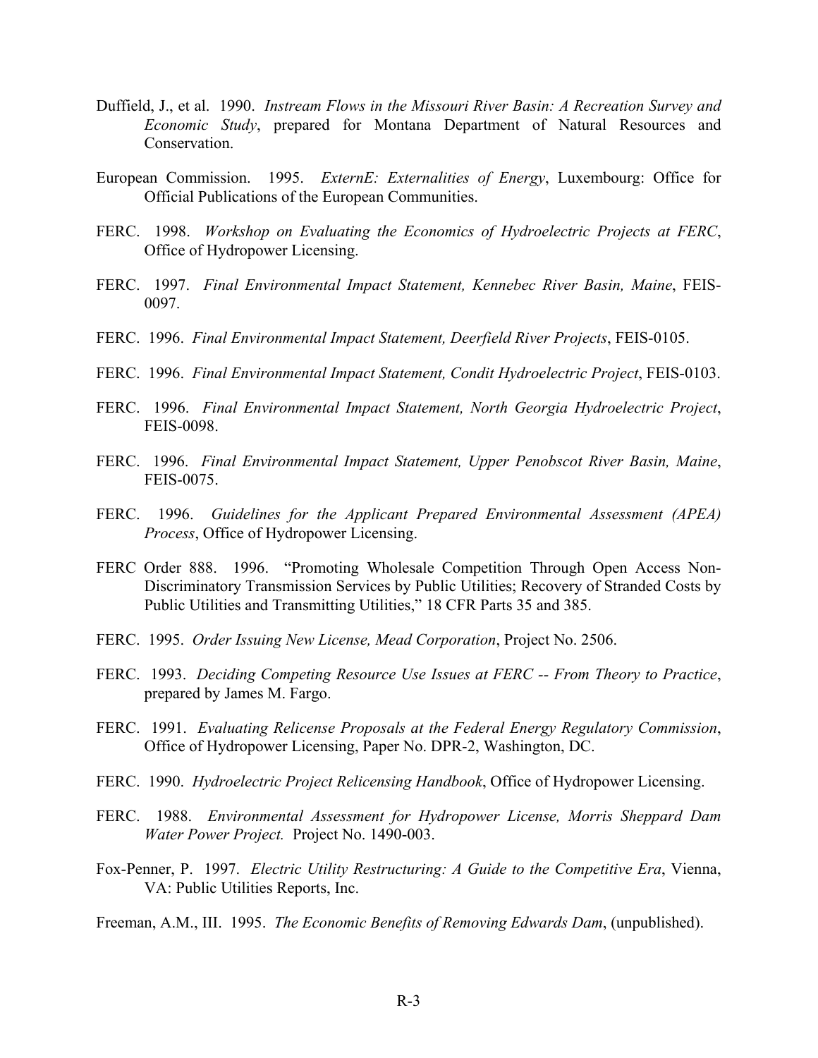Duffield, J., et al. 1990. *Instream Flows in the Missouri River Basin: A Recreation Survey and Economic Study*, prepared for Montana Department of Natural Resources and Conservation.

European Commission. 1995. *ExternE: Externalities of Energy*, Luxembourg: Office for Official Publications of the European Communities.

FERC. 1998. *Workshop on Evaluating the Economics of Hydroelectric Projects at FERC*, Office of Hydropower Licensing.

FERC. 1997. *Final Environmental Impact Statement, Kennebec River Basin, Maine*, FEIS-0097.

FERC. 1996. *Final Environmental Impact Statement, Deerfield River Projects*, FEIS-0105.

FERC. 1996. *Final Environmental Impact Statement, Condit Hydroelectric Project*, FEIS-0103.

FERC. 1996. *Final Environmental Impact Statement, North Georgia Hydroelectric Project*, FEIS-0098.

FERC. 1996. *Final Environmental Impact Statement, Upper Penobscot River Basin, Maine*, FEIS-0075.

FERC. 1996. *Guidelines for the Applicant Prepared Environmental Assessment (APEA) Process*, Office of Hydropower Licensing.

FERC Order 888. 1996. "Promoting Wholesale Competition Through Open Access Non-Discriminatory Transmission Services by Public Utilities; Recovery of Stranded Costs by Public Utilities and Transmitting Utilities," 18 CFR Parts 35 and 385.

FERC. 1995. *Order Issuing New License, Mead Corporation*, Project No. 2506.

FERC. 1993. *Deciding Competing Resource Use Issues at FERC -- From Theory to Practice*, prepared by James M. Fargo.

FERC. 1991. *Evaluating Relicense Proposals at the Federal Energy Regulatory Commission*, Office of Hydropower Licensing, Paper No. DPR-2, Washington, DC.

FERC. 1990. *Hydroelectric Project Relicensing Handbook*, Office of Hydropower Licensing.

FERC. 1988. *Environmental Assessment for Hydropower License, Morris Sheppard Dam Water Power Project.* Project No. 1490-003.

Fox-Penner, P. 1997. *Electric Utility Restructuring: A Guide to the Competitive Era*, Vienna, VA: Public Utilities Reports, Inc.

Freeman, A.M., III. 1995. *The Economic Benefits of Removing Edwards Dam*, (unpublished).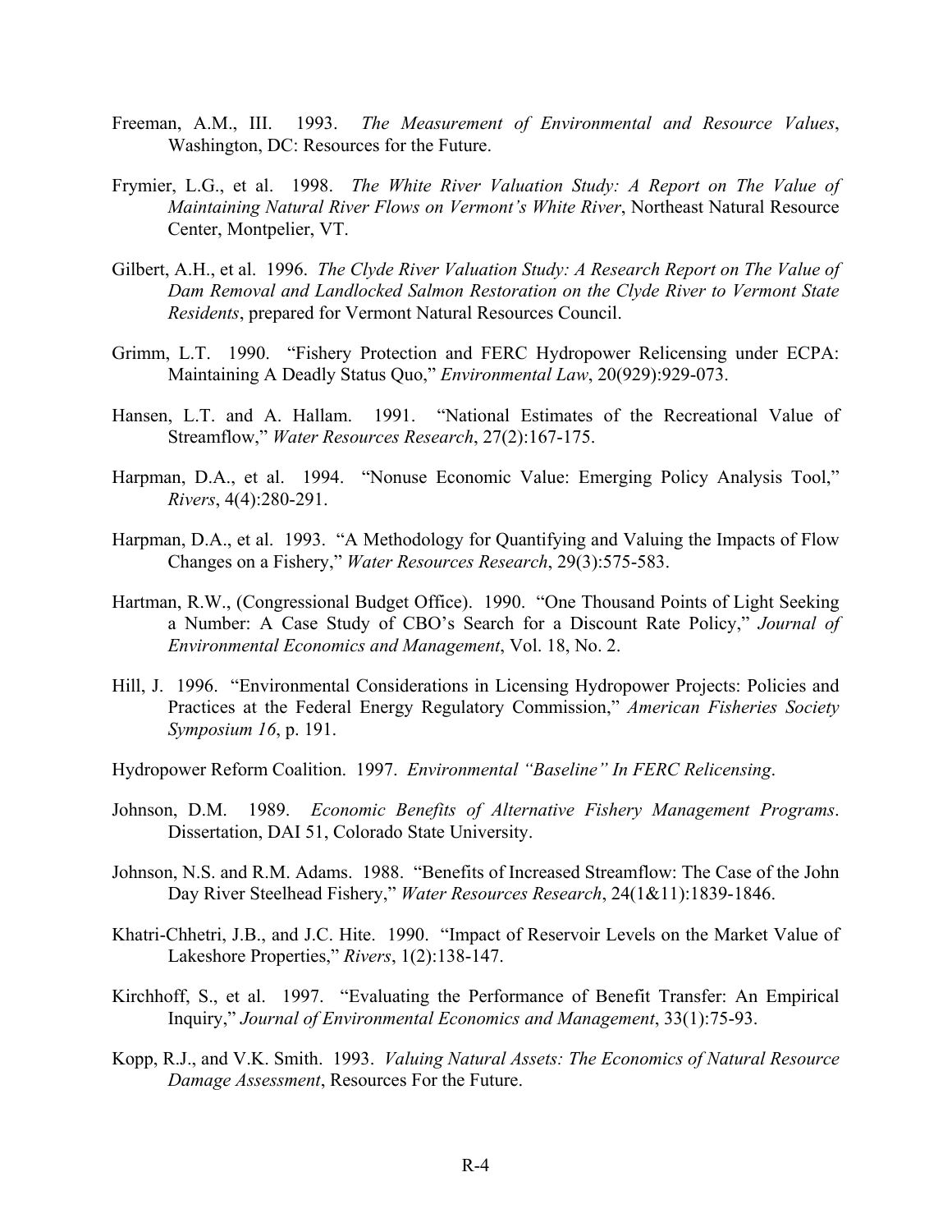Freeman, A.M., III. 1993. *The Measurement of Environmental and Resource Values*, Washington, DC: Resources for the Future.

Frymier, L.G., et al. 1998. *The White River Valuation Study: A Report on The Value of Maintaining Natural River Flows on Vermont's White River*, Northeast Natural Resource Center, Montpelier, VT.

Gilbert, A.H., et al. 1996. *The Clyde River Valuation Study: A Research Report on The Value of Dam Removal and Landlocked Salmon Restoration on the Clyde River to Vermont State Residents*, prepared for Vermont Natural Resources Council.

Grimm, L.T. 1990. "Fishery Protection and FERC Hydropower Relicensing under ECPA: Maintaining A Deadly Status Quo," *Environmental Law*, 20(929):929-073.

Hansen, L.T. and A. Hallam. 1991. "National Estimates of the Recreational Value of Streamflow," *Water Resources Research*, 27(2):167-175.

Harpman, D.A., et al. 1994. "Nonuse Economic Value: Emerging Policy Analysis Tool," *Rivers*, 4(4):280-291.

Harpman, D.A., et al. 1993. "A Methodology for Quantifying and Valuing the Impacts of Flow Changes on a Fishery," *Water Resources Research*, 29(3):575-583.

Hartman, R.W., (Congressional Budget Office). 1990. "One Thousand Points of Light Seeking a Number: A Case Study of CBO's Search for a Discount Rate Policy," *Journal of Environmental Economics and Management*, Vol. 18, No. 2.

Hill, J. 1996. "Environmental Considerations in Licensing Hydropower Projects: Policies and Practices at the Federal Energy Regulatory Commission," *American Fisheries Society Symposium 16*, p. 191.

Hydropower Reform Coalition. 1997. *Environmental "Baseline" In FERC Relicensing*.

Johnson, D.M. 1989. *Economic Benefits of Alternative Fishery Management Programs*. Dissertation, DAI 51, Colorado State University.

Johnson, N.S. and R.M. Adams. 1988. "Benefits of Increased Streamflow: The Case of the John Day River Steelhead Fishery," *Water Resources Research*, 24(1&11):1839-1846.

Khatri-Chhetri, J.B., and J.C. Hite. 1990. "Impact of Reservoir Levels on the Market Value of Lakeshore Properties," *Rivers*, 1(2):138-147.

Kirchhoff, S., et al. 1997. "Evaluating the Performance of Benefit Transfer: An Empirical Inquiry," *Journal of Environmental Economics and Management*, 33(1):75-93.

Kopp, R.J., and V.K. Smith. 1993. *Valuing Natural Assets: The Economics of Natural Resource Damage Assessment*, Resources For the Future.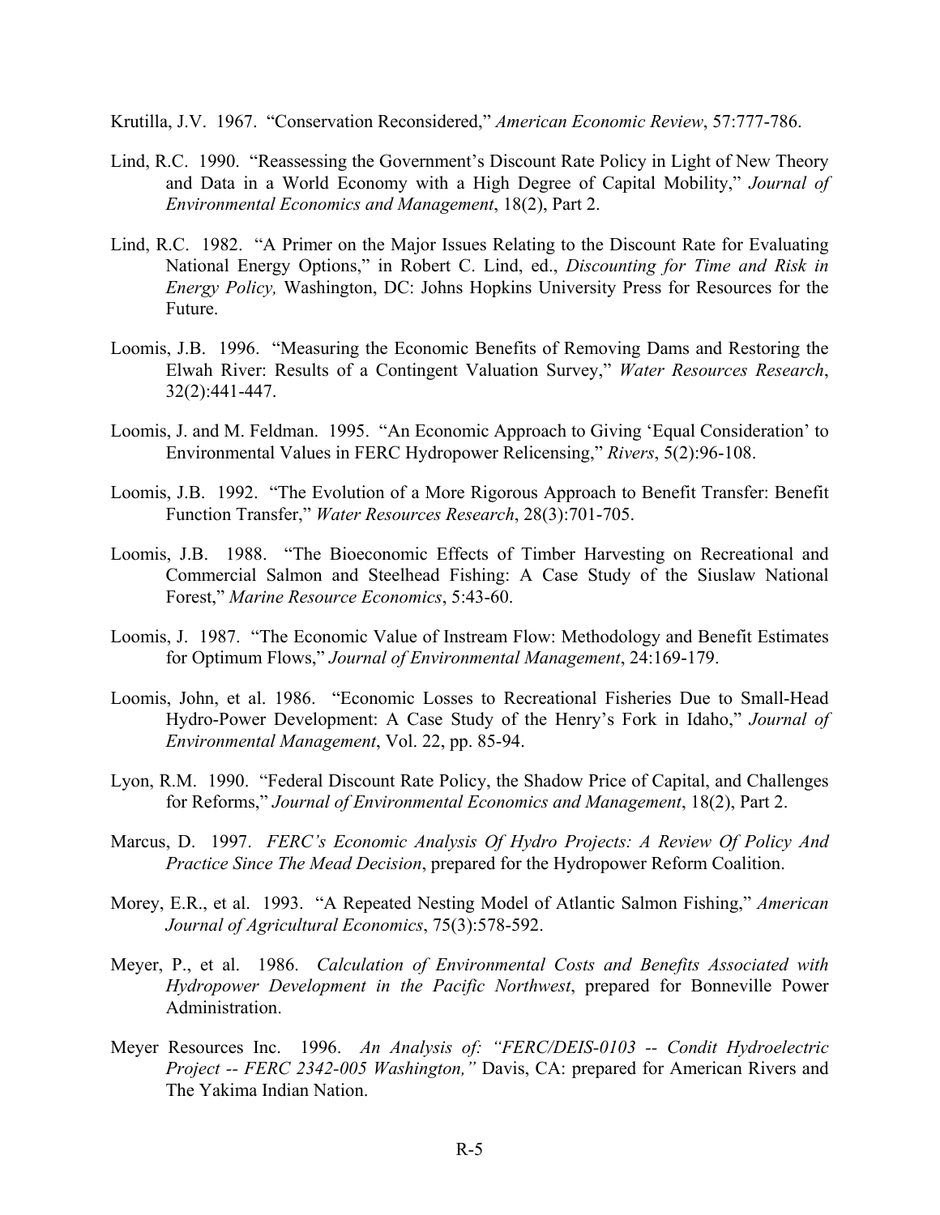Krutilla, J.V. 1967. "Conservation Reconsidered," *American Economic Review*, 57:777-786.

Lind, R.C. 1990. "Reassessing the Government's Discount Rate Policy in Light of New Theory and Data in a World Economy with a High Degree of Capital Mobility," *Journal of Environmental Economics and Management*, 18(2), Part 2.

Lind, R.C. 1982. "A Primer on the Major Issues Relating to the Discount Rate for Evaluating National Energy Options," in Robert C. Lind, ed., *Discounting for Time and Risk in Energy Policy,* Washington, DC: Johns Hopkins University Press for Resources for the Future.

Loomis, J.B. 1996. "Measuring the Economic Benefits of Removing Dams and Restoring the Elwah River: Results of a Contingent Valuation Survey," *Water Resources Research*, 32(2):441-447.

Loomis, J. and M. Feldman. 1995. "An Economic Approach to Giving 'Equal Consideration' to Environmental Values in FERC Hydropower Relicensing," *Rivers*, 5(2):96-108.

Loomis, J.B. 1992. "The Evolution of a More Rigorous Approach to Benefit Transfer: Benefit Function Transfer," *Water Resources Research*, 28(3):701-705.

Loomis, J.B. 1988. "The Bioeconomic Effects of Timber Harvesting on Recreational and Commercial Salmon and Steelhead Fishing: A Case Study of the Siuslaw National Forest," *Marine Resource Economics*, 5:43-60.

Loomis, J. 1987. "The Economic Value of Instream Flow: Methodology and Benefit Estimates for Optimum Flows," *Journal of Environmental Management*, 24:169-179.

Loomis, John, et al. 1986. "Economic Losses to Recreational Fisheries Due to Small-Head Hydro-Power Development: A Case Study of the Henry's Fork in Idaho," *Journal of Environmental Management*, Vol. 22, pp. 85-94.

Lyon, R.M. 1990. "Federal Discount Rate Policy, the Shadow Price of Capital, and Challenges for Reforms," *Journal of Environmental Economics and Management*, 18(2), Part 2.

Marcus, D. 1997. *FERC's Economic Analysis Of Hydro Projects: A Review Of Policy And Practice Since The Mead Decision*, prepared for the Hydropower Reform Coalition.

Morey, E.R., et al. 1993. "A Repeated Nesting Model of Atlantic Salmon Fishing," *American Journal of Agricultural Economics*, 75(3):578-592.

Meyer, P., et al. 1986. *Calculation of Environmental Costs and Benefits Associated with Hydropower Development in the Pacific Northwest*, prepared for Bonneville Power Administration.

Meyer Resources Inc. 1996. *An Analysis of: "FERC/DEIS-0103 -- Condit Hydroelectric Project -- FERC 2342-005 Washington,"* Davis, CA: prepared for American Rivers and The Yakima Indian Nation.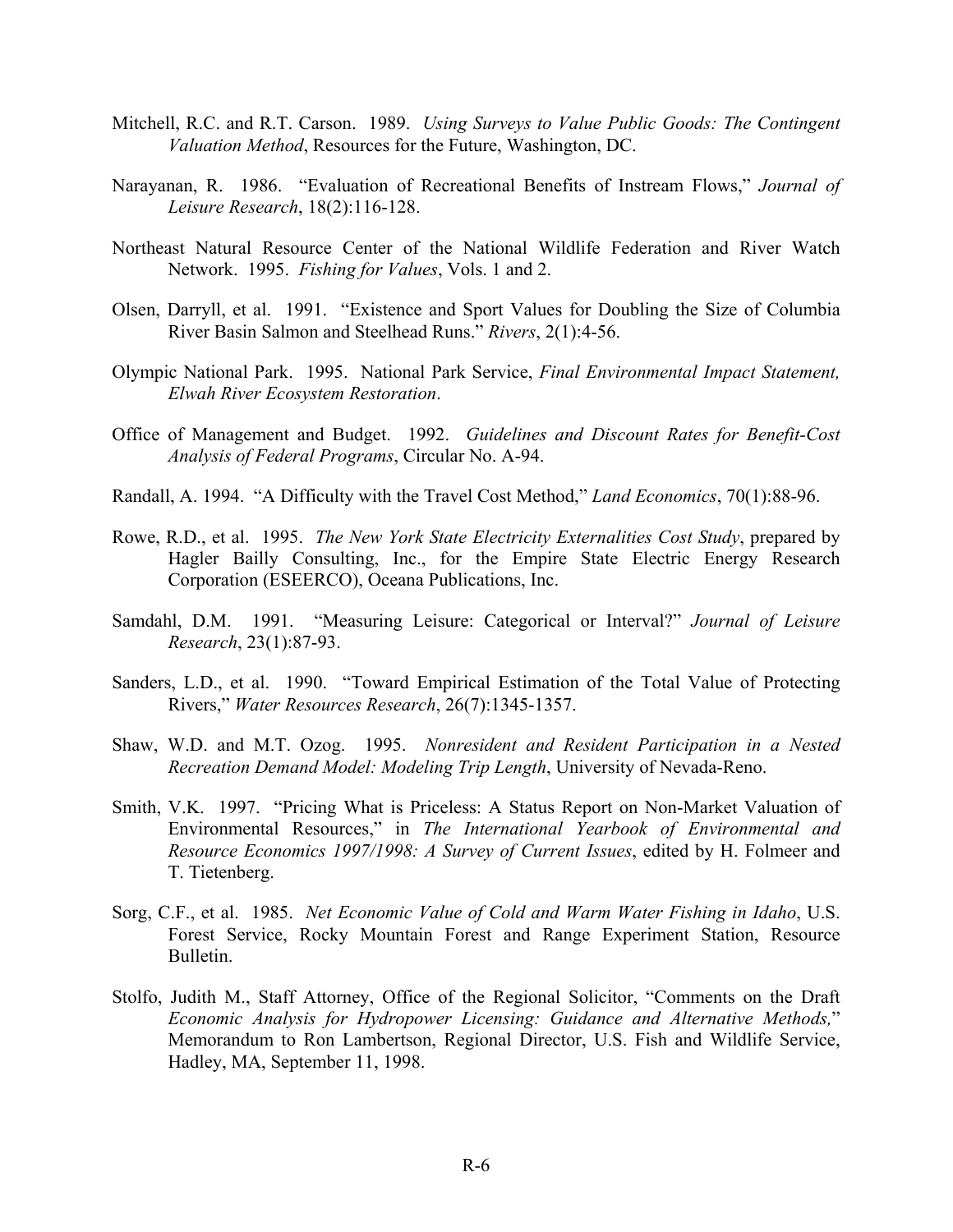Mitchell, R.C. and R.T. Carson. 1989. *Using Surveys to Value Public Goods: The Contingent Valuation Method*, Resources for the Future, Washington, DC.

Narayanan, R. 1986. "Evaluation of Recreational Benefits of Instream Flows," *Journal of Leisure Research*, 18(2):116-128.

Northeast Natural Resource Center of the National Wildlife Federation and River Watch Network. 1995. *Fishing for Values*, Vols. 1 and 2.

Olsen, Darryll, et al. 1991. "Existence and Sport Values for Doubling the Size of Columbia River Basin Salmon and Steelhead Runs." *Rivers*, 2(1):4-56.

Olympic National Park. 1995. National Park Service, *Final Environmental Impact Statement, Elwah River Ecosystem Restoration*.

Office of Management and Budget. 1992. *Guidelines and Discount Rates for Benefit-Cost Analysis of Federal Programs*, Circular No. A-94.

Randall, A. 1994. "A Difficulty with the Travel Cost Method," *Land Economics*, 70(1):88-96.

Rowe, R.D., et al. 1995. *The New York State Electricity Externalities Cost Study*, prepared by Hagler Bailly Consulting, Inc., for the Empire State Electric Energy Research Corporation (ESEERCO), Oceana Publications, Inc.

Samdahl, D.M. 1991. "Measuring Leisure: Categorical or Interval?" *Journal of Leisure Research*, 23(1):87-93.

Sanders, L.D., et al. 1990. "Toward Empirical Estimation of the Total Value of Protecting Rivers," *Water Resources Research*, 26(7):1345-1357.

Shaw, W.D. and M.T. Ozog. 1995. *Nonresident and Resident Participation in a Nested Recreation Demand Model: Modeling Trip Length*, University of Nevada-Reno.

Smith, V.K. 1997. "Pricing What is Priceless: A Status Report on Non-Market Valuation of Environmental Resources," in *The International Yearbook of Environmental and Resource Economics 1997/1998: A Survey of Current Issues*, edited by H. Folmeer and T. Tietenberg.

Sorg, C.F., et al. 1985. *Net Economic Value of Cold and Warm Water Fishing in Idaho*, U.S. Forest Service, Rocky Mountain Forest and Range Experiment Station, Resource Bulletin.

Stolfo, Judith M., Staff Attorney, Office of the Regional Solicitor, "Comments on the Draft *Economic Analysis for Hydropower Licensing: Guidance and Alternative Methods,*" Memorandum to Ron Lambertson, Regional Director, U.S. Fish and Wildlife Service, Hadley, MA, September 11, 1998.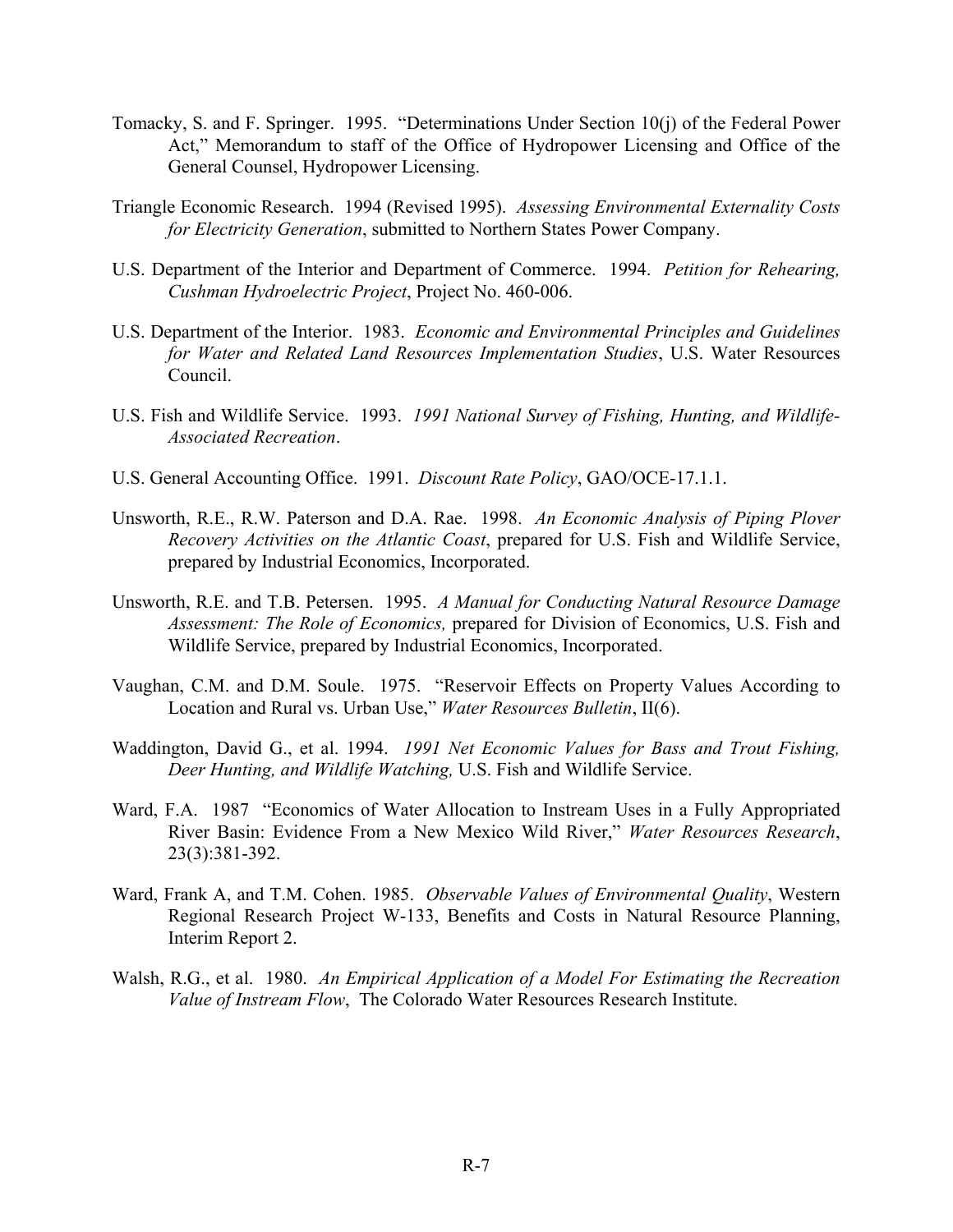Tomacky, S. and F. Springer. 1995. "Determinations Under Section 10(j) of the Federal Power Act," Memorandum to staff of the Office of Hydropower Licensing and Office of the General Counsel, Hydropower Licensing.

Triangle Economic Research. 1994 (Revised 1995). *Assessing Environmental Externality Costs for Electricity Generation*, submitted to Northern States Power Company.

U.S. Department of the Interior and Department of Commerce. 1994. *Petition for Rehearing, Cushman Hydroelectric Project*, Project No. 460-006.

U.S. Department of the Interior. 1983. *Economic and Environmental Principles and Guidelines for Water and Related Land Resources Implementation Studies*, U.S. Water Resources Council.

U.S. Fish and Wildlife Service. 1993. *1991 National Survey of Fishing, Hunting, and Wildlife-Associated Recreation*.

U.S. General Accounting Office. 1991. *Discount Rate Policy*, GAO/OCE-17.1.1.

Unsworth, R.E., R.W. Paterson and D.A. Rae. 1998. *An Economic Analysis of Piping Plover Recovery Activities on the Atlantic Coast*, prepared for U.S. Fish and Wildlife Service, prepared by Industrial Economics, Incorporated.

Unsworth, R.E. and T.B. Petersen. 1995. *A Manual for Conducting Natural Resource Damage Assessment: The Role of Economics,* prepared for Division of Economics, U.S. Fish and Wildlife Service, prepared by Industrial Economics, Incorporated.

Vaughan, C.M. and D.M. Soule. 1975. "Reservoir Effects on Property Values According to Location and Rural vs. Urban Use," *Water Resources Bulletin*, II(6).

Waddington, David G., et al. 1994. *1991 Net Economic Values for Bass and Trout Fishing, Deer Hunting, and Wildlife Watching,* U.S. Fish and Wildlife Service.

Ward, F.A. 1987 "Economics of Water Allocation to Instream Uses in a Fully Appropriated River Basin: Evidence From a New Mexico Wild River," *Water Resources Research*, 23(3):381-392.

Ward, Frank A, and T.M. Cohen. 1985. *Observable Values of Environmental Quality*, Western Regional Research Project W-133, Benefits and Costs in Natural Resource Planning, Interim Report 2.

Walsh, R.G., et al. 1980. *An Empirical Application of a Model For Estimating the Recreation Value of Instream Flow*, The Colorado Water Resources Research Institute.